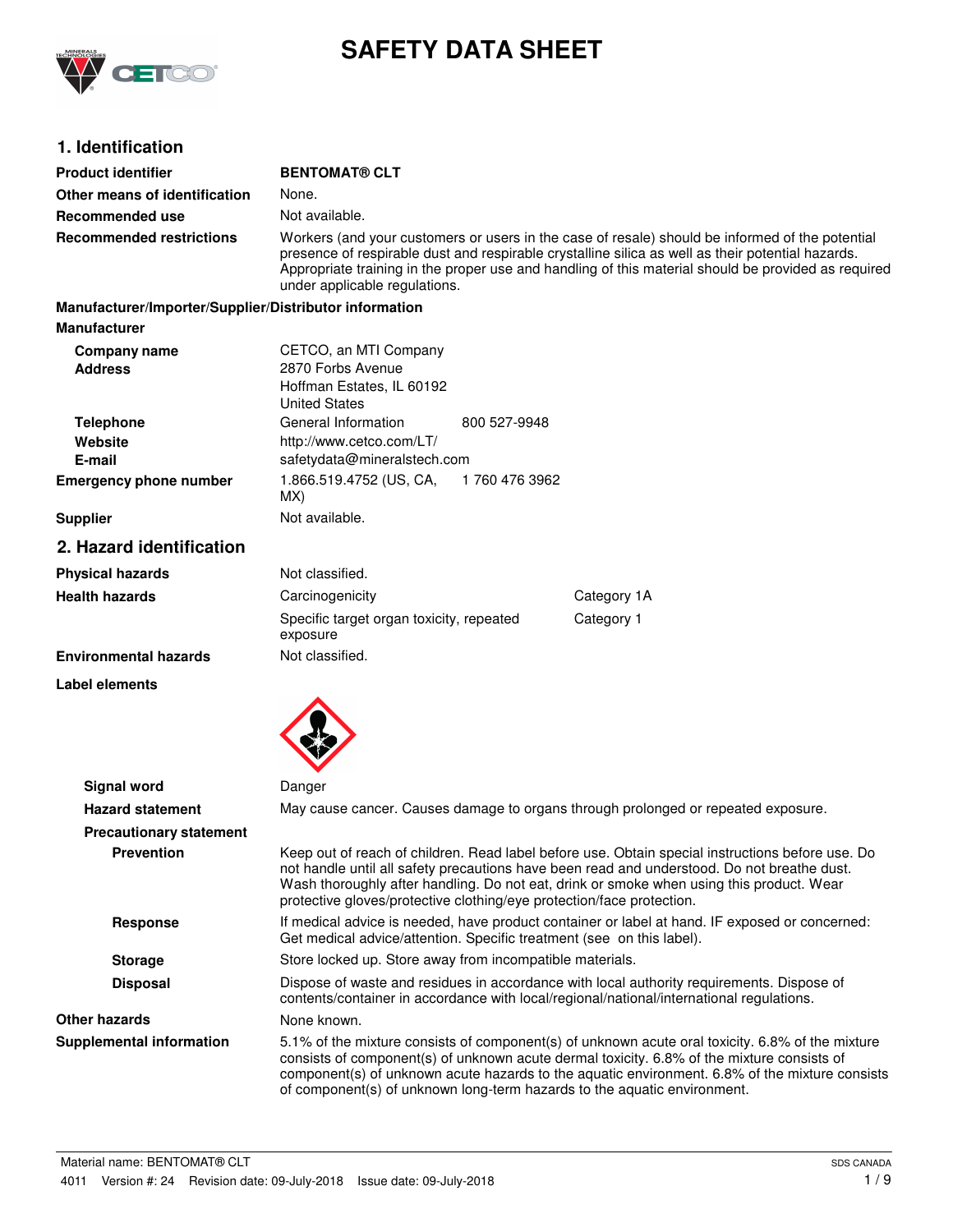# SAFETY DATA SHEET

## 1. Identification

| | |
|---|---|
| **Product identifier** | **BENTOMAT® CLT** |
| **Other means of identification** | None. |
| **Recommended use** | Not available. |
| **Recommended restrictions** | Workers (and your customers or users in the case of resale) should be informed of the potential presence of respirable dust and respirable crystalline silica as well as their potential hazards. Appropriate training in the proper use and handling of this material should be provided as required under applicable regulations. |

**Manufacturer/Importer/Supplier/Distributor information**

**Manufacturer**

| | | |
|---|---|---|
| **Company name** | CETCO, an MTI Company | |
| **Address** | 2870 Forbs Avenue<br>Hoffman Estates, IL 60192<br>United States | |
| **Telephone** | General Information | 800 527-9948 |
| **Website** | http://www.cetco.com/LT/ | |
| **E-mail** | safetydata@mineralstech.com | |
| **Emergency phone number** | 1.866.519.4752 (US, CA, MX) | 1 760 476 3962 |
| **Supplier** | Not available. | |

## 2. Hazard identification

| | | |
|---|---|---|
| **Physical hazards** | Not classified. | |
| **Health hazards** | Carcinogenicity | Category 1A |
| | Specific target organ toxicity, repeated exposure | Category 1 |
| **Environmental hazards** | Not classified. | |

**Label elements**

**Signal word** Danger

**Hazard statement** May cause cancer. Causes damage to organs through prolonged or repeated exposure.

**Precautionary statement**

**Prevention** Keep out of reach of children. Read label before use. Obtain special instructions before use. Do not handle until all safety precautions have been read and understood. Do not breathe dust. Wash thoroughly after handling. Do not eat, drink or smoke when using this product. Wear protective gloves/protective clothing/eye protection/face protection.

**Response** If medical advice is needed, have product container or label at hand. IF exposed or concerned: Get medical advice/attention. Specific treatment (see on this label).

**Storage** Store locked up. Store away from incompatible materials.

**Disposal** Dispose of waste and residues in accordance with local authority requirements. Dispose of contents/container in accordance with local/regional/national/international regulations.

**Other hazards** None known.

**Supplemental information** 5.1% of the mixture consists of component(s) of unknown acute oral toxicity. 6.8% of the mixture consists of component(s) of unknown acute dermal toxicity. 6.8% of the mixture consists of component(s) of unknown acute hazards to the aquatic environment. 6.8% of the mixture consists of component(s) of unknown long-term hazards to the aquatic environment.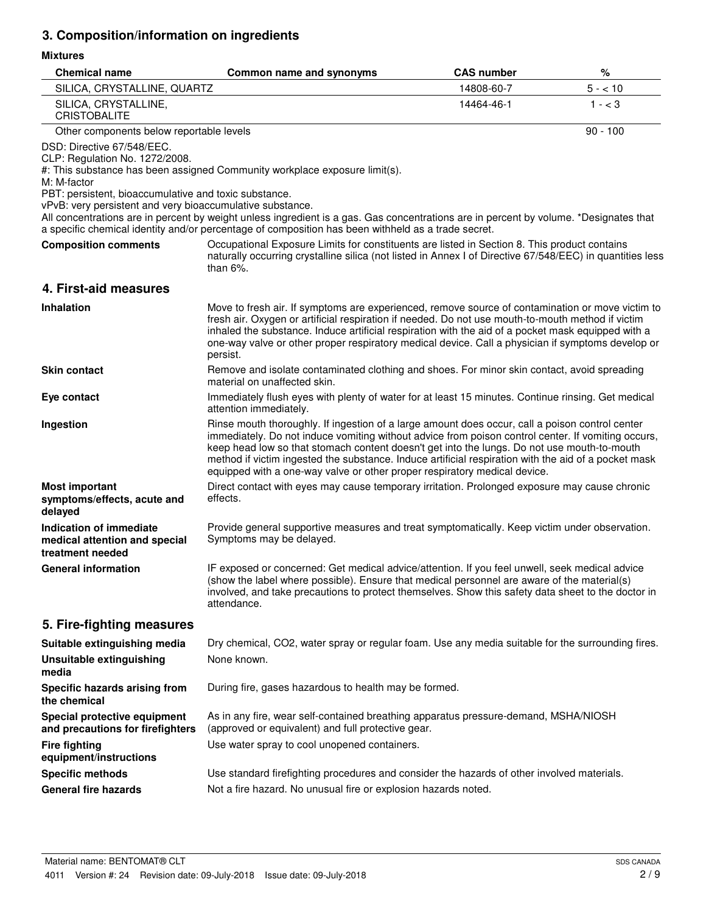## 3. Composition/information on ingredients

**Mixtures**

| Chemical name | Common name and synonyms | CAS number | % |
|---|---|---|---|
| SILICA, CRYSTALLINE, QUARTZ | | 14808-60-7 | 5 - < 10 |
| SILICA, CRYSTALLINE, CRISTOBALITE | | 14464-46-1 | 1 - < 3 |
| Other components below reportable levels | | | 90 - 100 |

DSD: Directive 67/548/EEC.
CLP: Regulation No. 1272/2008.
#: This substance has been assigned Community workplace exposure limit(s).
M: M-factor
PBT: persistent, bioaccumulative and toxic substance.
vPvB: very persistent and very bioaccumulative substance.
All concentrations are in percent by weight unless ingredient is a gas. Gas concentrations are in percent by volume. *Designates that a specific chemical identity and/or percentage of composition has been withheld as a trade secret.

**Composition comments** Occupational Exposure Limits for constituents are listed in Section 8. This product contains naturally occurring crystalline silica (not listed in Annex I of Directive 67/548/EEC) in quantities less than 6%.

## 4. First-aid measures

**Inhalation** Move to fresh air. If symptoms are experienced, remove source of contamination or move victim to fresh air. Oxygen or artificial respiration if needed. Do not use mouth-to-mouth method if victim inhaled the substance. Induce artificial respiration with the aid of a pocket mask equipped with a one-way valve or other proper respiratory medical device. Call a physician if symptoms develop or persist.

**Skin contact** Remove and isolate contaminated clothing and shoes. For minor skin contact, avoid spreading material on unaffected skin.

**Eye contact** Immediately flush eyes with plenty of water for at least 15 minutes. Continue rinsing. Get medical attention immediately.

**Ingestion** Rinse mouth thoroughly. If ingestion of a large amount does occur, call a poison control center immediately. Do not induce vomiting without advice from poison control center. If vomiting occurs, keep head low so that stomach content doesn't get into the lungs. Do not use mouth-to-mouth method if victim ingested the substance. Induce artificial respiration with the aid of a pocket mask equipped with a one-way valve or other proper respiratory medical device.

**Most important symptoms/effects, acute and delayed** Direct contact with eyes may cause temporary irritation. Prolonged exposure may cause chronic effects.

**Indication of immediate medical attention and special treatment needed** Provide general supportive measures and treat symptomatically. Keep victim under observation. Symptoms may be delayed.

**General information** IF exposed or concerned: Get medical advice/attention. If you feel unwell, seek medical advice (show the label where possible). Ensure that medical personnel are aware of the material(s) involved, and take precautions to protect themselves. Show this safety data sheet to the doctor in attendance.

## 5. Fire-fighting measures

**Suitable extinguishing media** Dry chemical, CO2, water spray or regular foam. Use any media suitable for the surrounding fires.

**Unsuitable extinguishing media** None known.

**Specific hazards arising from the chemical** During fire, gases hazardous to health may be formed.

**Special protective equipment and precautions for firefighters** As in any fire, wear self-contained breathing apparatus pressure-demand, MSHA/NIOSH (approved or equivalent) and full protective gear.

**Fire fighting equipment/instructions** Use water spray to cool unopened containers.

**Specific methods** Use standard firefighting procedures and consider the hazards of other involved materials.

**General fire hazards** Not a fire hazard. No unusual fire or explosion hazards noted.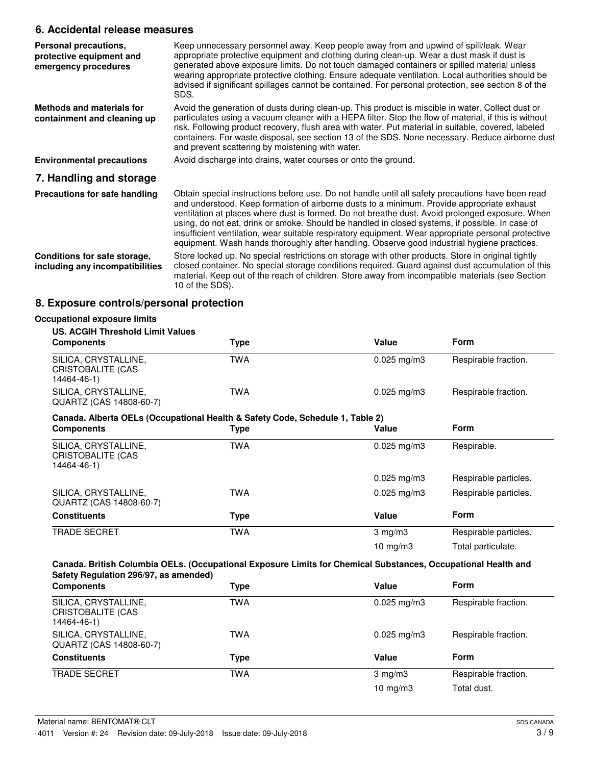## 6. Accidental release measures

**Personal precautions, protective equipment and emergency procedures**

Keep unnecessary personnel away. Keep people away from and upwind of spill/leak. Wear appropriate protective equipment and clothing during clean-up. Wear a dust mask if dust is generated above exposure limits. Do not touch damaged containers or spilled material unless wearing appropriate protective clothing. Ensure adequate ventilation. Local authorities should be advised if significant spillages cannot be contained. For personal protection, see section 8 of the SDS.

**Methods and materials for containment and cleaning up**

Avoid the generation of dusts during clean-up. This product is miscible in water. Collect dust or particulates using a vacuum cleaner with a HEPA filter. Stop the flow of material, if this is without risk. Following product recovery, flush area with water. Put material in suitable, covered, labeled containers. For waste disposal, see section 13 of the SDS. None necessary. Reduce airborne dust and prevent scattering by moistening with water.

**Environmental precautions**

Avoid discharge into drains, water courses or onto the ground.

## 7. Handling and storage

**Precautions for safe handling**

Obtain special instructions before use. Do not handle until all safety precautions have been read and understood. Keep formation of airborne dusts to a minimum. Provide appropriate exhaust ventilation at places where dust is formed. Do not breathe dust. Avoid prolonged exposure. When using, do not eat, drink or smoke. Should be handled in closed systems, if possible. In case of insufficient ventilation, wear suitable respiratory equipment. Wear appropriate personal protective equipment. Wash hands thoroughly after handling. Observe good industrial hygiene practices.

**Conditions for safe storage, including any incompatibilities**

Store locked up. No special restrictions on storage with other products. Store in original tightly closed container. No special storage conditions required. Guard against dust accumulation of this material. Keep out of the reach of children. Store away from incompatible materials (see Section 10 of the SDS).

## 8. Exposure controls/personal protection

**Occupational exposure limits**

**US. ACGIH Threshold Limit Values**

| Components | Type | Value | Form |
|---|---|---|---|
| SILICA, CRYSTALLINE, CRISTOBALITE (CAS 14464-46-1) | TWA | 0.025 mg/m3 | Respirable fraction. |
| SILICA, CRYSTALLINE, QUARTZ (CAS 14808-60-7) | TWA | 0.025 mg/m3 | Respirable fraction. |

**Canada. Alberta OELs (Occupational Health & Safety Code, Schedule 1, Table 2)**

| Components | Type | Value | Form |
|---|---|---|---|
| SILICA, CRYSTALLINE, CRISTOBALITE (CAS 14464-46-1) | TWA | 0.025 mg/m3 | Respirable. |
| | | 0.025 mg/m3 | Respirable particles. |
| SILICA, CRYSTALLINE, QUARTZ (CAS 14808-60-7) | TWA | 0.025 mg/m3 | Respirable particles. |
| **Constituents** | **Type** | **Value** | **Form** |
| TRADE SECRET | TWA | 3 mg/m3 | Respirable particles. |
| | | 10 mg/m3 | Total particulate. |

**Canada. British Columbia OELs. (Occupational Exposure Limits for Chemical Substances, Occupational Health and Safety Regulation 296/97, as amended)**

| Components | Type | Value | Form |
|---|---|---|---|
| SILICA, CRYSTALLINE, CRISTOBALITE (CAS 14464-46-1) | TWA | 0.025 mg/m3 | Respirable fraction. |
| SILICA, CRYSTALLINE, QUARTZ (CAS 14808-60-7) | TWA | 0.025 mg/m3 | Respirable fraction. |
| **Constituents** | **Type** | **Value** | **Form** |
| TRADE SECRET | TWA | 3 mg/m3 | Respirable fraction. |
| | | 10 mg/m3 | Total dust. |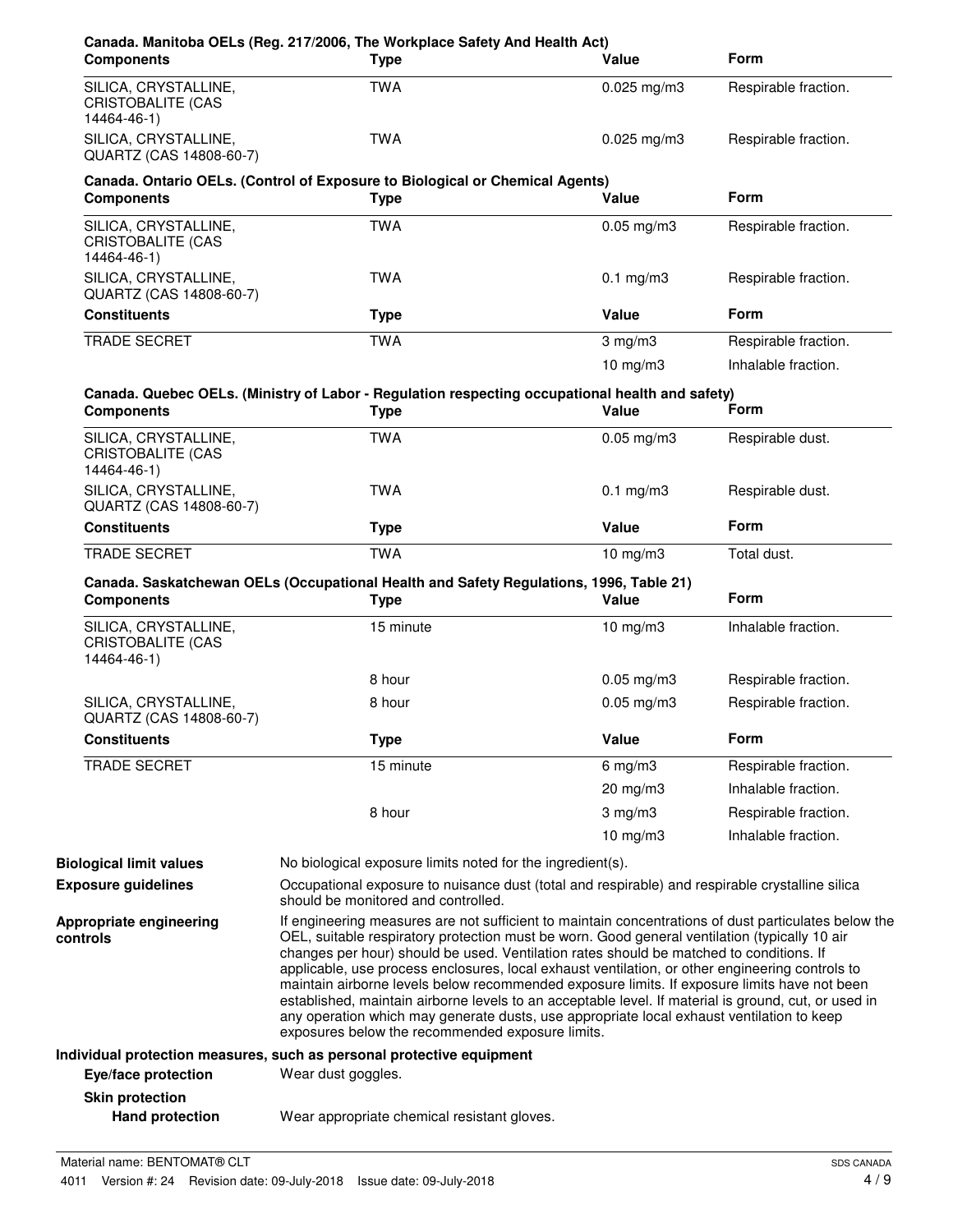**Canada. Manitoba OELs (Reg. 217/2006, The Workplace Safety And Health Act)**

| Components | Type | Value | Form |
|---|---|---|---|
| SILICA, CRYSTALLINE, CRISTOBALITE (CAS 14464-46-1) | TWA | 0.025 mg/m3 | Respirable fraction. |
| SILICA, CRYSTALLINE, QUARTZ (CAS 14808-60-7) | TWA | 0.025 mg/m3 | Respirable fraction. |

**Canada. Ontario OELs. (Control of Exposure to Biological or Chemical Agents)**

| Components | Type | Value | Form |
|---|---|---|---|
| SILICA, CRYSTALLINE, CRISTOBALITE (CAS 14464-46-1) | TWA | 0.05 mg/m3 | Respirable fraction. |
| SILICA, CRYSTALLINE, QUARTZ (CAS 14808-60-7) | TWA | 0.1 mg/m3 | Respirable fraction. |

| Constituents | Type | Value | Form |
|---|---|---|---|
| TRADE SECRET | TWA | 3 mg/m3 | Respirable fraction. |
| | | 10 mg/m3 | Inhalable fraction. |

**Canada. Quebec OELs. (Ministry of Labor - Regulation respecting occupational health and safety)**

| Components | Type | Value | Form |
|---|---|---|---|
| SILICA, CRYSTALLINE, CRISTOBALITE (CAS 14464-46-1) | TWA | 0.05 mg/m3 | Respirable dust. |
| SILICA, CRYSTALLINE, QUARTZ (CAS 14808-60-7) | TWA | 0.1 mg/m3 | Respirable dust. |

| Constituents | Type | Value | Form |
|---|---|---|---|
| TRADE SECRET | TWA | 10 mg/m3 | Total dust. |

**Canada. Saskatchewan OELs (Occupational Health and Safety Regulations, 1996, Table 21)**

| Components | Type | Value | Form |
|---|---|---|---|
| SILICA, CRYSTALLINE, CRISTOBALITE (CAS 14464-46-1) | 15 minute | 10 mg/m3 | Inhalable fraction. |
| | 8 hour | 0.05 mg/m3 | Respirable fraction. |
| SILICA, CRYSTALLINE, QUARTZ (CAS 14808-60-7) | 8 hour | 0.05 mg/m3 | Respirable fraction. |

| Constituents | Type | Value | Form |
|---|---|---|---|
| TRADE SECRET | 15 minute | 6 mg/m3 | Respirable fraction. |
| | | 20 mg/m3 | Inhalable fraction. |
| | 8 hour | 3 mg/m3 | Respirable fraction. |
| | | 10 mg/m3 | Inhalable fraction. |

**Biological limit values** No biological exposure limits noted for the ingredient(s).

**Exposure guidelines** Occupational exposure to nuisance dust (total and respirable) and respirable crystalline silica should be monitored and controlled.

**Appropriate engineering controls** If engineering measures are not sufficient to maintain concentrations of dust particulates below the OEL, suitable respiratory protection must be worn. Good general ventilation (typically 10 air changes per hour) should be used. Ventilation rates should be matched to conditions. If applicable, use process enclosures, local exhaust ventilation, or other engineering controls to maintain airborne levels below recommended exposure limits. If exposure limits have not been established, maintain airborne levels to an acceptable level. If material is ground, cut, or used in any operation which may generate dusts, use appropriate local exhaust ventilation to keep exposures below the recommended exposure limits.

**Individual protection measures, such as personal protective equipment**

**Eye/face protection** Wear dust goggles.

**Skin protection**

**Hand protection** Wear appropriate chemical resistant gloves.

Material name: BENTOMAT® CLT

4011 Version #: 24 Revision date: 09-July-2018 Issue date: 09-July-2018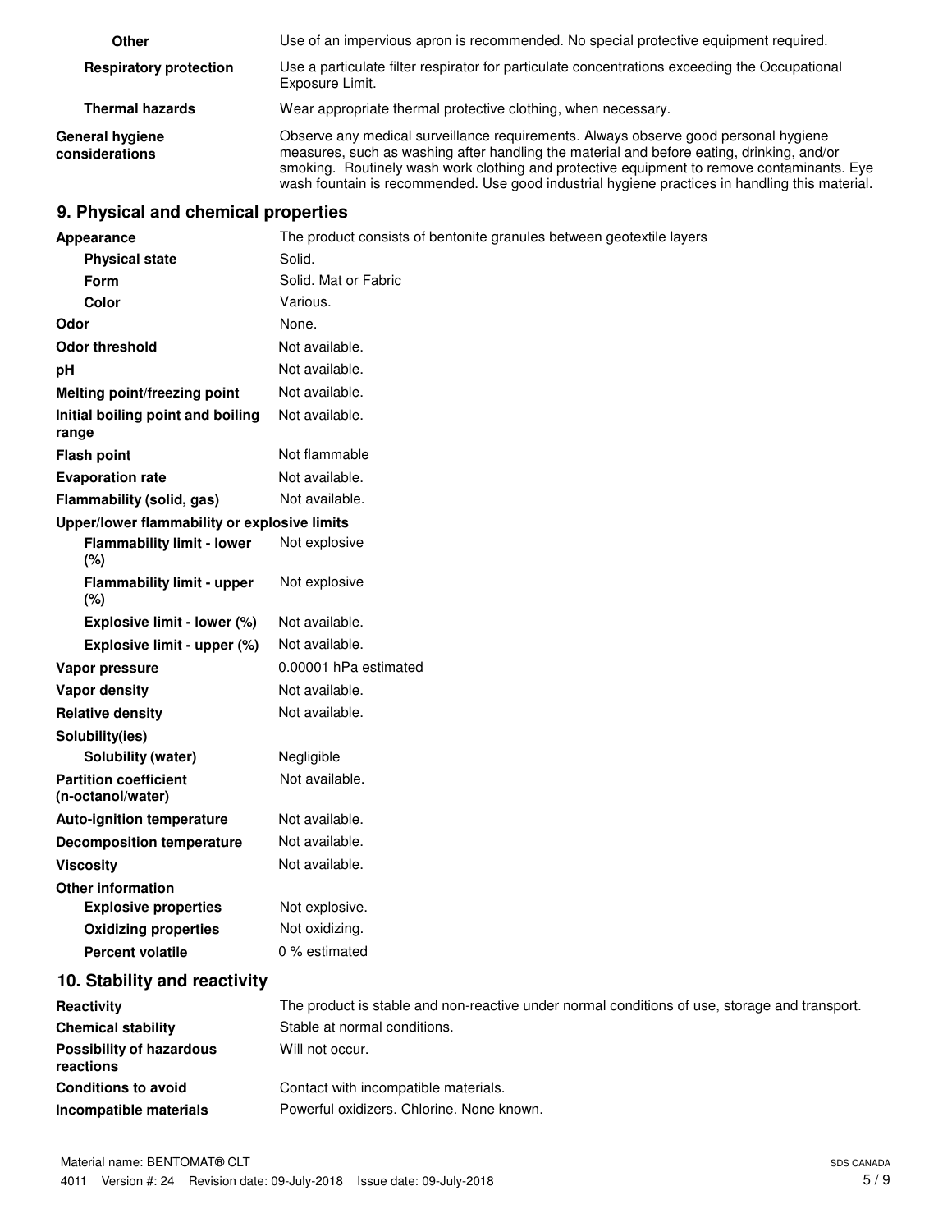| | |
|---|---|
| **Other** | Use of an impervious apron is recommended. No special protective equipment required. |
| **Respiratory protection** | Use a particulate filter respirator for particulate concentrations exceeding the Occupational Exposure Limit. |
| **Thermal hazards** | Wear appropriate thermal protective clothing, when necessary. |
| **General hygiene considerations** | Observe any medical surveillance requirements. Always observe good personal hygiene measures, such as washing after handling the material and before eating, drinking, and/or smoking. Routinely wash work clothing and protective equipment to remove contaminants. Eye wash fountain is recommended. Use good industrial hygiene practices in handling this material. |

## 9. Physical and chemical properties

| | |
|---|---|
| **Appearance** | The product consists of bentonite granules between geotextile layers |
| **Physical state** | Solid. |
| **Form** | Solid. Mat or Fabric |
| **Color** | Various. |
| **Odor** | None. |
| **Odor threshold** | Not available. |
| **pH** | Not available. |
| **Melting point/freezing point** | Not available. |
| **Initial boiling point and boiling range** | Not available. |
| **Flash point** | Not flammable |
| **Evaporation rate** | Not available. |
| **Flammability (solid, gas)** | Not available. |
| **Upper/lower flammability or explosive limits** | |
| **Flammability limit - lower (%)** | Not explosive |
| **Flammability limit - upper (%)** | Not explosive |
| **Explosive limit - lower (%)** | Not available. |
| **Explosive limit - upper (%)** | Not available. |
| **Vapor pressure** | 0.00001 hPa estimated |
| **Vapor density** | Not available. |
| **Relative density** | Not available. |
| **Solubility(ies)** | |
| **Solubility (water)** | Negligible |
| **Partition coefficient (n-octanol/water)** | Not available. |
| **Auto-ignition temperature** | Not available. |
| **Decomposition temperature** | Not available. |
| **Viscosity** | Not available. |
| **Other information** | |
| **Explosive properties** | Not explosive. |
| **Oxidizing properties** | Not oxidizing. |
| **Percent volatile** | 0 % estimated |

## 10. Stability and reactivity

| | |
|---|---|
| **Reactivity** | The product is stable and non-reactive under normal conditions of use, storage and transport. |
| **Chemical stability** | Stable at normal conditions. |
| **Possibility of hazardous reactions** | Will not occur. |
| **Conditions to avoid** | Contact with incompatible materials. |
| **Incompatible materials** | Powerful oxidizers. Chlorine. None known. |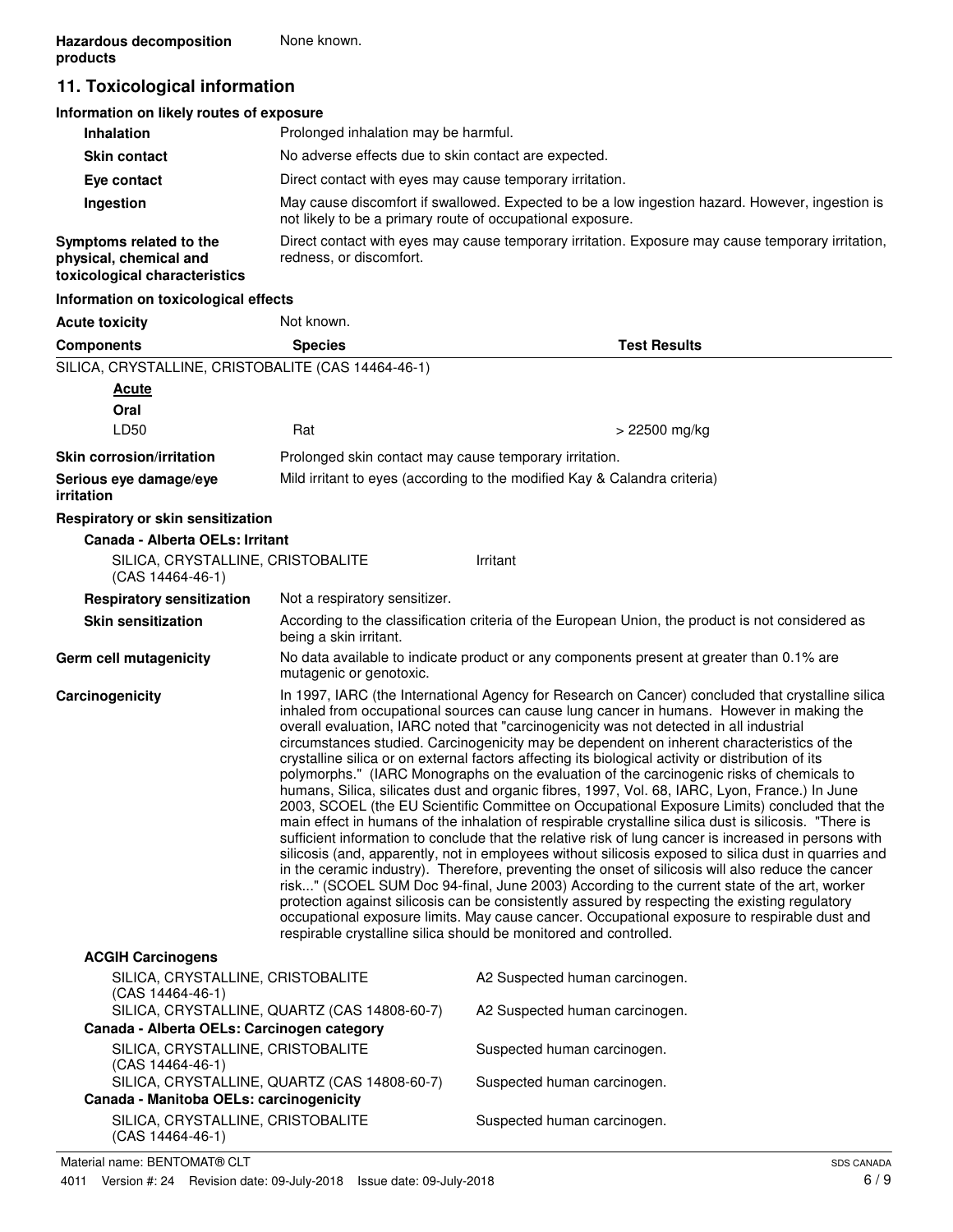**Hazardous decomposition products** None known.

## 11. Toxicological information

### Information on likely routes of exposure

**Inhalation** Prolonged inhalation may be harmful.

**Skin contact** No adverse effects due to skin contact are expected.

**Eye contact** Direct contact with eyes may cause temporary irritation.

**Ingestion** May cause discomfort if swallowed. Expected to be a low ingestion hazard. However, ingestion is not likely to be a primary route of occupational exposure.

**Symptoms related to the physical, chemical and toxicological characteristics** Direct contact with eyes may cause temporary irritation. Exposure may cause temporary irritation, redness, or discomfort.

### Information on toxicological effects

**Acute toxicity** Not known.

| Components | Species | Test Results |
|---|---|---|
| SILICA, CRYSTALLINE, CRISTOBALITE (CAS 14464-46-1) | | |
| **Acute** | | |
| **Oral** | | |
| LD50 | Rat | > 22500 mg/kg |

**Skin corrosion/irritation** Prolonged skin contact may cause temporary irritation.

**Serious eye damage/eye irritation** Mild irritant to eyes (according to the modified Kay & Calandra criteria)

**Respiratory or skin sensitization**

**Canada - Alberta OELs: Irritant**

SILICA, CRYSTALLINE, CRISTOBALITE (CAS 14464-46-1) Irritant

**Respiratory sensitization** Not a respiratory sensitizer.

**Skin sensitization** According to the classification criteria of the European Union, the product is not considered as being a skin irritant.

**Germ cell mutagenicity** No data available to indicate product or any components present at greater than 0.1% are mutagenic or genotoxic.

**Carcinogenicity** In 1997, IARC (the International Agency for Research on Cancer) concluded that crystalline silica inhaled from occupational sources can cause lung cancer in humans. However in making the overall evaluation, IARC noted that "carcinogenicity was not detected in all industrial circumstances studied. Carcinogenicity may be dependent on inherent characteristics of the crystalline silica or on external factors affecting its biological activity or distribution of its polymorphs." (IARC Monographs on the evaluation of the carcinogenic risks of chemicals to humans, Silica, silicates dust and organic fibres, 1997, Vol. 68, IARC, Lyon, France.) In June 2003, SCOEL (the EU Scientific Committee on Occupational Exposure Limits) concluded that the main effect in humans of the inhalation of respirable crystalline silica dust is silicosis. "There is sufficient information to conclude that the relative risk of lung cancer is increased in persons with silicosis (and, apparently, not in employees without silicosis exposed to silica dust in quarries and in the ceramic industry). Therefore, preventing the onset of silicosis will also reduce the cancer risk..." (SCOEL SUM Doc 94-final, June 2003) According to the current state of the art, worker protection against silicosis can be consistently assured by respecting the existing regulatory occupational exposure limits. May cause cancer. Occupational exposure to respirable dust and respirable crystalline silica should be monitored and controlled.

**ACGIH Carcinogens**

| | |
|---|---|
| SILICA, CRYSTALLINE, CRISTOBALITE (CAS 14464-46-1) | A2 Suspected human carcinogen. |
| SILICA, CRYSTALLINE, QUARTZ (CAS 14808-60-7) | A2 Suspected human carcinogen. |

**Canada - Alberta OELs: Carcinogen category**

| | |
|---|---|
| SILICA, CRYSTALLINE, CRISTOBALITE (CAS 14464-46-1) | Suspected human carcinogen. |
| SILICA, CRYSTALLINE, QUARTZ (CAS 14808-60-7) | Suspected human carcinogen. |

**Canada - Manitoba OELs: carcinogenicity**

| | |
|---|---|
| SILICA, CRYSTALLINE, CRISTOBALITE (CAS 14464-46-1) | Suspected human carcinogen. |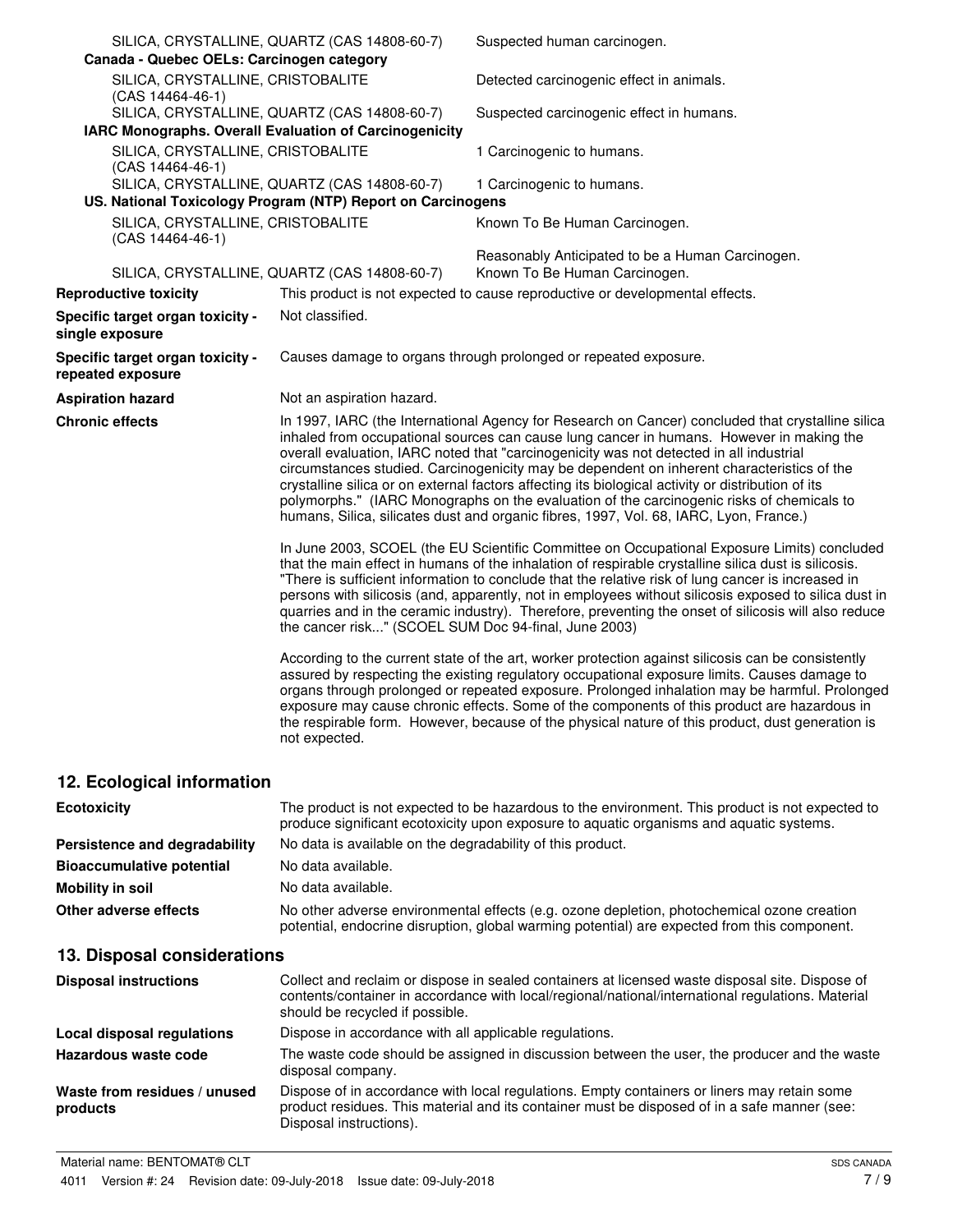| | |
|---|---|
| SILICA, CRYSTALLINE, QUARTZ (CAS 14808-60-7) | Suspected human carcinogen. |
| **Canada - Quebec OELs: Carcinogen category** | |
| SILICA, CRYSTALLINE, CRISTOBALITE (CAS 14464-46-1) | Detected carcinogenic effect in animals. |
| SILICA, CRYSTALLINE, QUARTZ (CAS 14808-60-7) | Suspected carcinogenic effect in humans. |
| **IARC Monographs. Overall Evaluation of Carcinogenicity** | |
| SILICA, CRYSTALLINE, CRISTOBALITE (CAS 14464-46-1) | 1 Carcinogenic to humans. |
| SILICA, CRYSTALLINE, QUARTZ (CAS 14808-60-7) | 1 Carcinogenic to humans. |
| **US. National Toxicology Program (NTP) Report on Carcinogens** | |
| SILICA, CRYSTALLINE, CRISTOBALITE (CAS 14464-46-1) | Known To Be Human Carcinogen. |
| | Reasonably Anticipated to be a Human Carcinogen. |
| SILICA, CRYSTALLINE, QUARTZ (CAS 14808-60-7) | Known To Be Human Carcinogen. |

**Reproductive toxicity** This product is not expected to cause reproductive or developmental effects.

**Specific target organ toxicity - single exposure** Not classified.

**Specific target organ toxicity - repeated exposure** Causes damage to organs through prolonged or repeated exposure.

**Aspiration hazard** Not an aspiration hazard.

**Chronic effects** In 1997, IARC (the International Agency for Research on Cancer) concluded that crystalline silica inhaled from occupational sources can cause lung cancer in humans. However in making the overall evaluation, IARC noted that "carcinogenicity was not detected in all industrial circumstances studied. Carcinogenicity may be dependent on inherent characteristics of the crystalline silica or on external factors affecting its biological activity or distribution of its polymorphs." (IARC Monographs on the evaluation of the carcinogenic risks of chemicals to humans, Silica, silicates dust and organic fibres, 1997, Vol. 68, IARC, Lyon, France.)

In June 2003, SCOEL (the EU Scientific Committee on Occupational Exposure Limits) concluded that the main effect in humans of the inhalation of respirable crystalline silica dust is silicosis. "There is sufficient information to conclude that the relative risk of lung cancer is increased in persons with silicosis (and, apparently, not in employees without silicosis exposed to silica dust in quarries and in the ceramic industry). Therefore, preventing the onset of silicosis will also reduce the cancer risk..." (SCOEL SUM Doc 94-final, June 2003)

According to the current state of the art, worker protection against silicosis can be consistently assured by respecting the existing regulatory occupational exposure limits. Causes damage to organs through prolonged or repeated exposure. Prolonged inhalation may be harmful. Prolonged exposure may cause chronic effects. Some of the components of this product are hazardous in the respirable form. However, because of the physical nature of this product, dust generation is not expected.

## 12. Ecological information

**Ecotoxicity** The product is not expected to be hazardous to the environment. This product is not expected to produce significant ecotoxicity upon exposure to aquatic organisms and aquatic systems.

**Persistence and degradability** No data is available on the degradability of this product.

**Bioaccumulative potential** No data available.

**Mobility in soil** No data available.

**Other adverse effects** No other adverse environmental effects (e.g. ozone depletion, photochemical ozone creation potential, endocrine disruption, global warming potential) are expected from this component.

## 13. Disposal considerations

**Disposal instructions** Collect and reclaim or dispose in sealed containers at licensed waste disposal site. Dispose of contents/container in accordance with local/regional/national/international regulations. Material should be recycled if possible.

**Local disposal regulations** Dispose in accordance with all applicable regulations.

**Hazardous waste code** The waste code should be assigned in discussion between the user, the producer and the waste disposal company.

**Waste from residues / unused products** Dispose of in accordance with local regulations. Empty containers or liners may retain some product residues. This material and its container must be disposed of in a safe manner (see: Disposal instructions).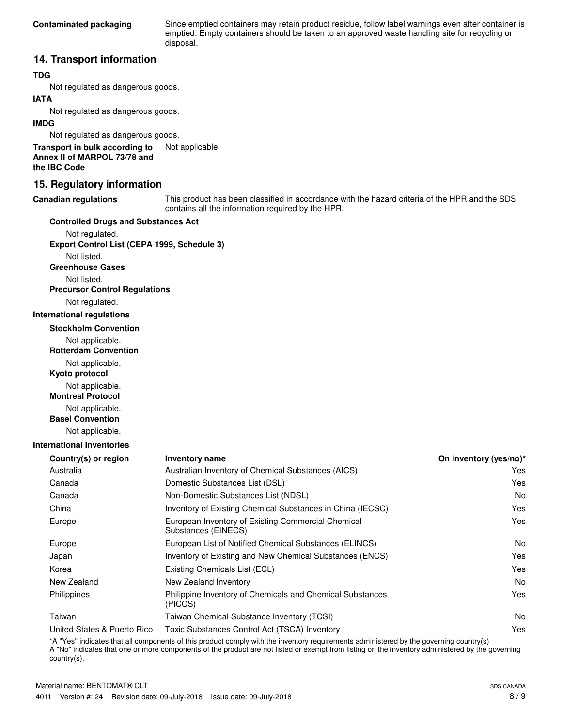**Contaminated packaging** Since emptied containers may retain product residue, follow label warnings even after container is emptied. Empty containers should be taken to an approved waste handling site for recycling or disposal.

## 14. Transport information

**TDG**

Not regulated as dangerous goods.

**IATA**

Not regulated as dangerous goods.

**IMDG**

Not regulated as dangerous goods.

**Transport in bulk according to Annex II of MARPOL 73/78 and the IBC Code** Not applicable.

## 15. Regulatory information

**Canadian regulations** This product has been classified in accordance with the hazard criteria of the HPR and the SDS contains all the information required by the HPR.

**Controlled Drugs and Substances Act**

Not regulated.

**Export Control List (CEPA 1999, Schedule 3)**

Not listed.

**Greenhouse Gases**

Not listed.

**Precursor Control Regulations**

Not regulated.

**International regulations**

**Stockholm Convention**

Not applicable.

**Rotterdam Convention**

Not applicable.

**Kyoto protocol**

Not applicable.

**Montreal Protocol**

Not applicable.

**Basel Convention**

Not applicable.

**International Inventories**

| Country(s) or region | Inventory name | On inventory (yes/no)* |
|---|---|---|
| Australia | Australian Inventory of Chemical Substances (AICS) | Yes |
| Canada | Domestic Substances List (DSL) | Yes |
| Canada | Non-Domestic Substances List (NDSL) | No |
| China | Inventory of Existing Chemical Substances in China (IECSC) | Yes |
| Europe | European Inventory of Existing Commercial Chemical Substances (EINECS) | Yes |
| Europe | European List of Notified Chemical Substances (ELINCS) | No |
| Japan | Inventory of Existing and New Chemical Substances (ENCS) | Yes |
| Korea | Existing Chemicals List (ECL) | Yes |
| New Zealand | New Zealand Inventory | No |
| Philippines | Philippine Inventory of Chemicals and Chemical Substances (PICCS) | Yes |
| Taiwan | Taiwan Chemical Substance Inventory (TCSI) | No |
| United States & Puerto Rico | Toxic Substances Control Act (TSCA) Inventory | Yes |

*A "Yes" indicates that all components of this product comply with the inventory requirements administered by the governing country(s)
A "No" indicates that one or more components of the product are not listed or exempt from listing on the inventory administered by the governing country(s).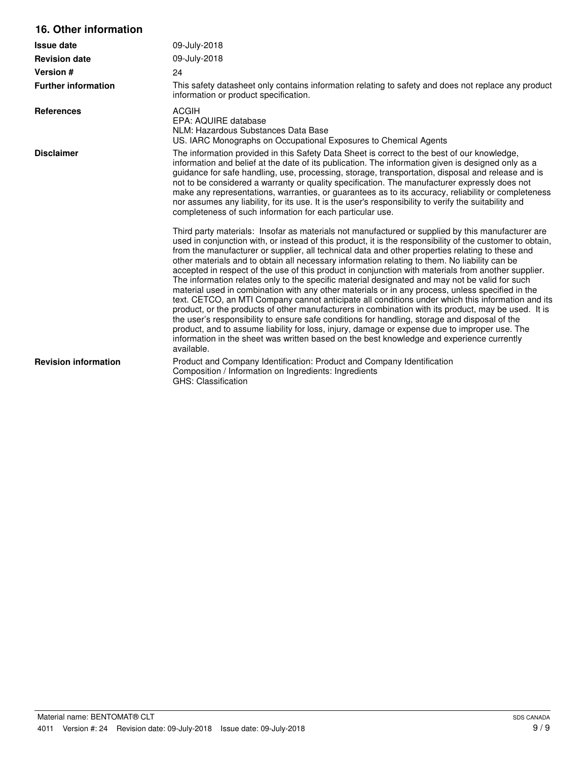## 16. Other information

| | |
|---|---|
| **Issue date** | 09-July-2018 |
| **Revision date** | 09-July-2018 |
| **Version #** | 24 |
| **Further information** | This safety datasheet only contains information relating to safety and does not replace any product information or product specification. |
| **References** | ACGIH<br>EPA: AQUIRE database<br>NLM: Hazardous Substances Data Base<br>US. IARC Monographs on Occupational Exposures to Chemical Agents |
| **Disclaimer** | The information provided in this Safety Data Sheet is correct to the best of our knowledge, information and belief at the date of its publication. The information given is designed only as a guidance for safe handling, use, processing, storage, transportation, disposal and release and is not to be considered a warranty or quality specification. The manufacturer expressly does not make any representations, warranties, or guarantees as to its accuracy, reliability or completeness nor assumes any liability, for its use. It is the user's responsibility to verify the suitability and completeness of such information for each particular use.<br><br>Third party materials: Insofar as materials not manufactured or supplied by this manufacturer are used in conjunction with, or instead of this product, it is the responsibility of the customer to obtain, from the manufacturer or supplier, all technical data and other properties relating to these and other materials and to obtain all necessary information relating to them. No liability can be accepted in respect of the use of this product in conjunction with materials from another supplier. The information relates only to the specific material designated and may not be valid for such material used in combination with any other materials or in any process, unless specified in the text. CETCO, an MTI Company cannot anticipate all conditions under which this information and its product, or the products of other manufacturers in combination with its product, may be used. It is the user's responsibility to ensure safe conditions for handling, storage and disposal of the product, and to assume liability for loss, injury, damage or expense due to improper use. The information in the sheet was written based on the best knowledge and experience currently available. |
| **Revision information** | Product and Company Identification: Product and Company Identification<br>Composition / Information on Ingredients: Ingredients<br>GHS: Classification |